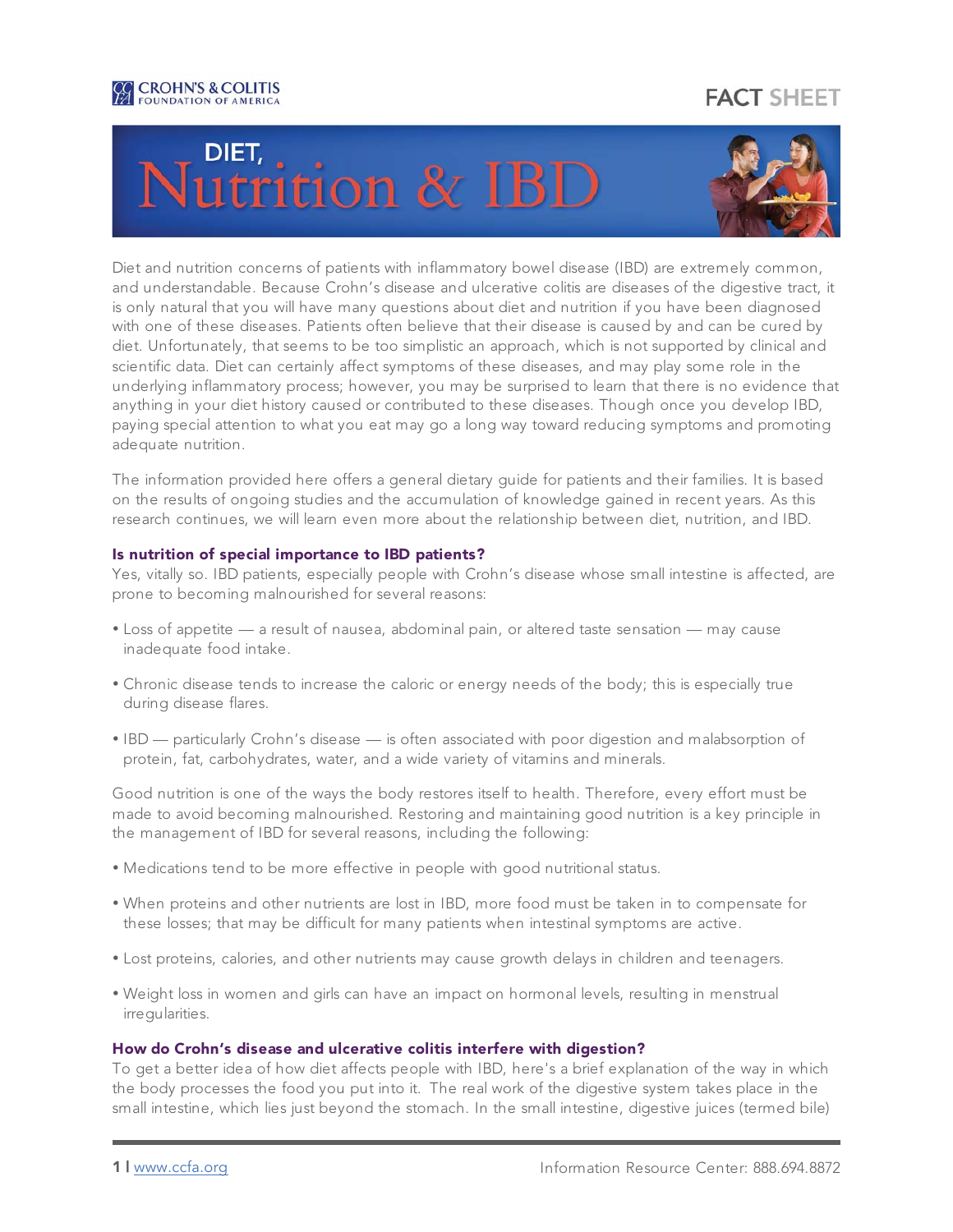CROHN'S & COLITIS FOUNDATION OF AMERICA

FACT SHEET

# DIET, Nutrition & IBD

Diet and nutrition concerns of patients with inflammatory bowel disease (IBD) are extremely common, and understandable. Because Crohn's disease and ulcerative colitis are diseases of the digestive tract, it is only natural that you will have many questions about diet and nutrition if you have been diagnosed with one of these diseases. Patients often believe that their disease is caused by and can be cured by diet. Unfortunately, that seems to be too simplistic an approach, which is not supported by clinical and scientific data. Diet can certainly affect symptoms of these diseases, and may play some role in the underlying inflammatory process; however, you may be surprised to learn that there is no evidence that anything in your diet history caused or contributed to these diseases. Though once you develop IBD, paying special attention to what you eat may go a long way toward reducing symptoms and promoting adequate nutrition.

The information provided here offers a general dietary guide for patients and their families. It is based on the results of ongoing studies and the accumulation of knowledge gained in recent years. As this research continues, we will learn even more about the relationship between diet, nutrition, and IBD.

### Is nutrition of special importance to IBD patients?

Yes, vitally so. IBD patients, especially people with Crohn's disease whose small intestine is affected, are prone to becoming malnourished for several reasons:

- Loss of appetite — a result of nausea, abdominal pain, or altered taste sensation — may cause inadequate food intake.
- Chronic disease tends to increase the caloric or energy needs of the body; this is especially true during disease flares.
- IBD — particularly Crohn's disease — is often associated with poor digestion and malabsorption of protein, fat, carbohydrates, water, and a wide variety of vitamins and minerals.

Good nutrition is one of the ways the body restores itself to health. Therefore, every effort must be made to avoid becoming malnourished. Restoring and maintaining good nutrition is a key principle in the management of IBD for several reasons, including the following:

- Medications tend to be more effective in people with good nutritional status.
- When proteins and other nutrients are lost in IBD, more food must be taken in to compensate for these losses; that may be difficult for many patients when intestinal symptoms are active.
- Lost proteins, calories, and other nutrients may cause growth delays in children and teenagers.
- Weight loss in women and girls can have an impact on hormonal levels, resulting in menstrual irregularities.

### How do Crohn's disease and ulcerative colitis interfere with digestion?

To get a better idea of how diet affects people with IBD, here's a brief explanation of the way in which the body processes the food you put into it. The real work of the digestive system takes place in the small intestine, which lies just beyond the stomach. In the small intestine, digestive juices (termed bile)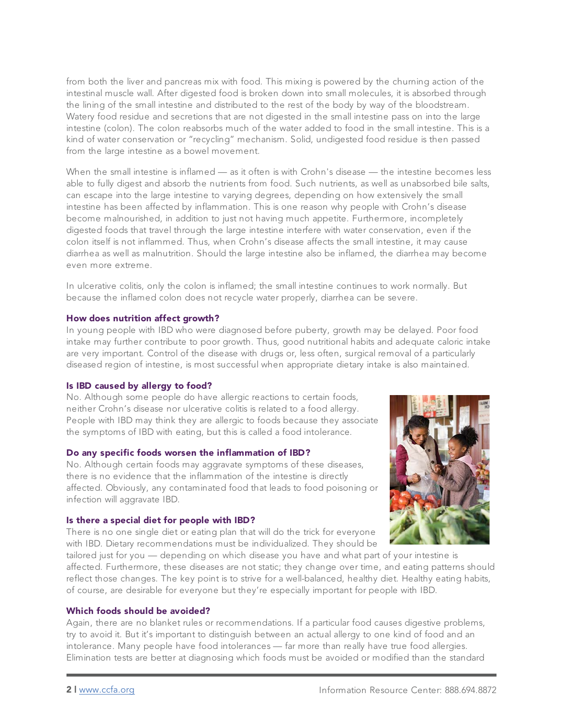from both the liver and pancreas mix with food. This mixing is powered by the churning action of the intestinal muscle wall. After digested food is broken down into small molecules, it is absorbed through the lining of the small intestine and distributed to the rest of the body by way of the bloodstream. Watery food residue and secretions that are not digested in the small intestine pass on into the large intestine (colon). The colon reabsorbs much of the water added to food in the small intestine. This is a kind of water conservation or "recycling" mechanism. Solid, undigested food residue is then passed from the large intestine as a bowel movement.

When the small intestine is inflamed — as it often is with Crohn's disease — the intestine becomes less able to fully digest and absorb the nutrients from food. Such nutrients, as well as unabsorbed bile salts, can escape into the large intestine to varying degrees, depending on how extensively the small intestine has been affected by inflammation. This is one reason why people with Crohn's disease become malnourished, in addition to just not having much appetite. Furthermore, incompletely digested foods that travel through the large intestine interfere with water conservation, even if the colon itself is not inflammed. Thus, when Crohn's disease affects the small intestine, it may cause diarrhea as well as malnutrition. Should the large intestine also be inflamed, the diarrhea may become even more extreme.

In ulcerative colitis, only the colon is inflamed; the small intestine continues to work normally. But because the inflamed colon does not recycle water properly, diarrhea can be severe.

### How does nutrition affect growth?

In young people with IBD who were diagnosed before puberty, growth may be delayed. Poor food intake may further contribute to poor growth. Thus, good nutritional habits and adequate caloric intake are very important. Control of the disease with drugs or, less often, surgical removal of a particularly diseased region of intestine, is most successful when appropriate dietary intake is also maintained.

### Is IBD caused by allergy to food?

No. Although some people do have allergic reactions to certain foods, neither Crohn's disease nor ulcerative colitis is related to a food allergy. People with IBD may think they are allergic to foods because they associate the symptoms of IBD with eating, but this is called a food intolerance.

### Do any specific foods worsen the inflammation of IBD?

No. Although certain foods may aggravate symptoms of these diseases, there is no evidence that the inflammation of the intestine is directly affected. Obviously, any contaminated food that leads to food poisoning or infection will aggravate IBD.

### Is there a special diet for people with IBD?

There is no one single diet or eating plan that will do the trick for everyone with IBD. Dietary recommendations must be individualized. They should be tailored just for you — depending on which disease you have and what part of your intestine is affected. Furthermore, these diseases are not static; they change over time, and eating patterns should reflect those changes. The key point is to strive for a well-balanced, healthy diet. Healthy eating habits, of course, are desirable for everyone but they're especially important for people with IBD.

### Which foods should be avoided?

Again, there are no blanket rules or recommendations. If a particular food causes digestive problems, try to avoid it. But it's important to distinguish between an actual allergy to one kind of food and an intolerance. Many people have food intolerances — far more than really have true food allergies. Elimination tests are better at diagnosing which foods must be avoided or modified than the standard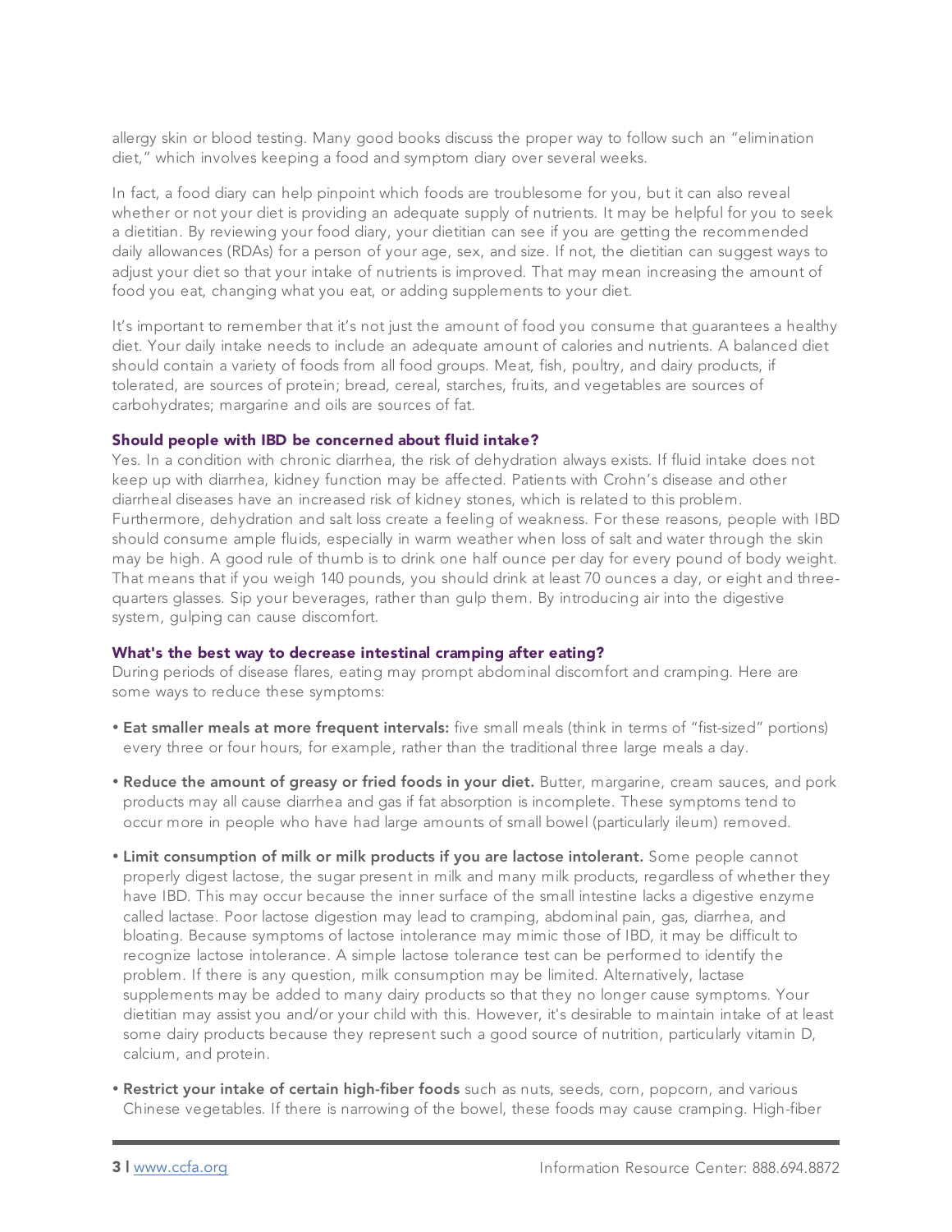allergy skin or blood testing. Many good books discuss the proper way to follow such an "elimination diet," which involves keeping a food and symptom diary over several weeks.

In fact, a food diary can help pinpoint which foods are troublesome for you, but it can also reveal whether or not your diet is providing an adequate supply of nutrients. It may be helpful for you to seek a dietitian. By reviewing your food diary, your dietitian can see if you are getting the recommended daily allowances (RDAs) for a person of your age, sex, and size. If not, the dietitian can suggest ways to adjust your diet so that your intake of nutrients is improved. That may mean increasing the amount of food you eat, changing what you eat, or adding supplements to your diet.

It's important to remember that it's not just the amount of food you consume that guarantees a healthy diet. Your daily intake needs to include an adequate amount of calories and nutrients. A balanced diet should contain a variety of foods from all food groups. Meat, fish, poultry, and dairy products, if tolerated, are sources of protein; bread, cereal, starches, fruits, and vegetables are sources of carbohydrates; margarine and oils are sources of fat.

### Should people with IBD be concerned about fluid intake?

Yes. In a condition with chronic diarrhea, the risk of dehydration always exists. If fluid intake does not keep up with diarrhea, kidney function may be affected. Patients with Crohn's disease and other diarrheal diseases have an increased risk of kidney stones, which is related to this problem. Furthermore, dehydration and salt loss create a feeling of weakness. For these reasons, people with IBD should consume ample fluids, especially in warm weather when loss of salt and water through the skin may be high. A good rule of thumb is to drink one half ounce per day for every pound of body weight. That means that if you weigh 140 pounds, you should drink at least 70 ounces a day, or eight and three-quarters glasses. Sip your beverages, rather than gulp them. By introducing air into the digestive system, gulping can cause discomfort.

### What's the best way to decrease intestinal cramping after eating?

During periods of disease flares, eating may prompt abdominal discomfort and cramping. Here are some ways to reduce these symptoms:

- **Eat smaller meals at more frequent intervals:** five small meals (think in terms of "fist-sized" portions) every three or four hours, for example, rather than the traditional three large meals a day.
- **Reduce the amount of greasy or fried foods in your diet.** Butter, margarine, cream sauces, and pork products may all cause diarrhea and gas if fat absorption is incomplete. These symptoms tend to occur more in people who have had large amounts of small bowel (particularly ileum) removed.
- **Limit consumption of milk or milk products if you are lactose intolerant.** Some people cannot properly digest lactose, the sugar present in milk and many milk products, regardless of whether they have IBD. This may occur because the inner surface of the small intestine lacks a digestive enzyme called lactase. Poor lactose digestion may lead to cramping, abdominal pain, gas, diarrhea, and bloating. Because symptoms of lactose intolerance may mimic those of IBD, it may be difficult to recognize lactose intolerance. A simple lactose tolerance test can be performed to identify the problem. If there is any question, milk consumption may be limited. Alternatively, lactase supplements may be added to many dairy products so that they no longer cause symptoms. Your dietitian may assist you and/or your child with this. However, it's desirable to maintain intake of at least some dairy products because they represent such a good source of nutrition, particularly vitamin D, calcium, and protein.
- **Restrict your intake of certain high-fiber foods** such as nuts, seeds, corn, popcorn, and various Chinese vegetables. If there is narrowing of the bowel, these foods may cause cramping. High-fiber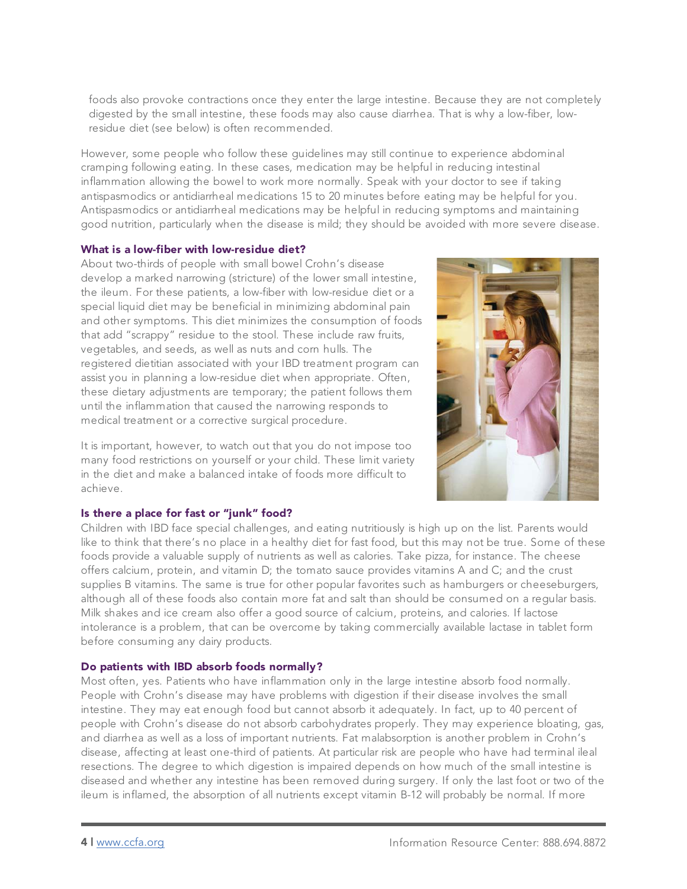foods also provoke contractions once they enter the large intestine. Because they are not completely digested by the small intestine, these foods may also cause diarrhea. That is why a low-fiber, low-residue diet (see below) is often recommended.

However, some people who follow these guidelines may still continue to experience abdominal cramping following eating. In these cases, medication may be helpful in reducing intestinal inflammation allowing the bowel to work more normally. Speak with your doctor to see if taking antispasmodics or antidiarrheal medications 15 to 20 minutes before eating may be helpful for you. Antispasmodics or antidiarrheal medications may be helpful in reducing symptoms and maintaining good nutrition, particularly when the disease is mild; they should be avoided with more severe disease.

### What is a low-fiber with low-residue diet?

About two-thirds of people with small bowel Crohn's disease develop a marked narrowing (stricture) of the lower small intestine, the ileum. For these patients, a low-fiber with low-residue diet or a special liquid diet may be beneficial in minimizing abdominal pain and other symptoms. This diet minimizes the consumption of foods that add "scrappy" residue to the stool. These include raw fruits, vegetables, and seeds, as well as nuts and corn hulls. The registered dietitian associated with your IBD treatment program can assist you in planning a low-residue diet when appropriate. Often, these dietary adjustments are temporary; the patient follows them until the inflammation that caused the narrowing responds to medical treatment or a corrective surgical procedure.

It is important, however, to watch out that you do not impose too many food restrictions on yourself or your child. These limit variety in the diet and make a balanced intake of foods more difficult to achieve.

### Is there a place for fast or "junk" food?

Children with IBD face special challenges, and eating nutritiously is high up on the list. Parents would like to think that there's no place in a healthy diet for fast food, but this may not be true. Some of these foods provide a valuable supply of nutrients as well as calories. Take pizza, for instance. The cheese offers calcium, protein, and vitamin D; the tomato sauce provides vitamins A and C; and the crust supplies B vitamins. The same is true for other popular favorites such as hamburgers or cheeseburgers, although all of these foods also contain more fat and salt than should be consumed on a regular basis. Milk shakes and ice cream also offer a good source of calcium, proteins, and calories. If lactose intolerance is a problem, that can be overcome by taking commercially available lactase in tablet form before consuming any dairy products.

### Do patients with IBD absorb foods normally?

Most often, yes. Patients who have inflammation only in the large intestine absorb food normally. People with Crohn's disease may have problems with digestion if their disease involves the small intestine. They may eat enough food but cannot absorb it adequately. In fact, up to 40 percent of people with Crohn's disease do not absorb carbohydrates properly. They may experience bloating, gas, and diarrhea as well as a loss of important nutrients. Fat malabsorption is another problem in Crohn's disease, affecting at least one-third of patients. At particular risk are people who have had terminal ileal resections. The degree to which digestion is impaired depends on how much of the small intestine is diseased and whether any intestine has been removed during surgery. If only the last foot or two of the ileum is inflamed, the absorption of all nutrients except vitamin B-12 will probably be normal. If more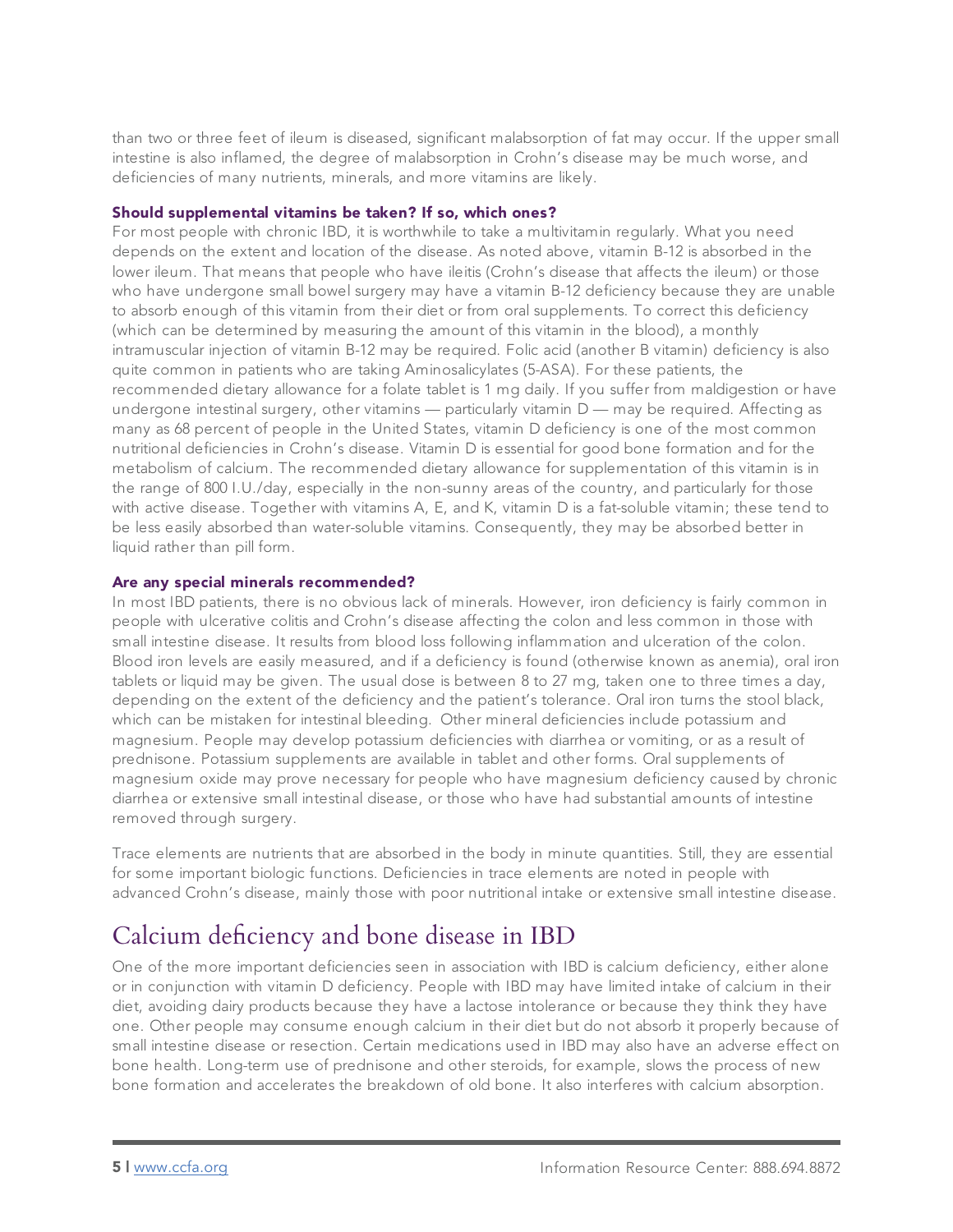than two or three feet of ileum is diseased, significant malabsorption of fat may occur. If the upper small intestine is also inflamed, the degree of malabsorption in Crohn's disease may be much worse, and deficiencies of many nutrients, minerals, and more vitamins are likely.

**Should supplemental vitamins be taken? If so, which ones?**

For most people with chronic IBD, it is worthwhile to take a multivitamin regularly. What you need depends on the extent and location of the disease. As noted above, vitamin B-12 is absorbed in the lower ileum. That means that people who have ileitis (Crohn's disease that affects the ileum) or those who have undergone small bowel surgery may have a vitamin B-12 deficiency because they are unable to absorb enough of this vitamin from their diet or from oral supplements. To correct this deficiency (which can be determined by measuring the amount of this vitamin in the blood), a monthly intramuscular injection of vitamin B-12 may be required. Folic acid (another B vitamin) deficiency is also quite common in patients who are taking Aminosalicylates (5-ASA). For these patients, the recommended dietary allowance for a folate tablet is 1 mg daily. If you suffer from maldigestion or have undergone intestinal surgery, other vitamins — particularly vitamin D — may be required. Affecting as many as 68 percent of people in the United States, vitamin D deficiency is one of the most common nutritional deficiencies in Crohn's disease. Vitamin D is essential for good bone formation and for the metabolism of calcium. The recommended dietary allowance for supplementation of this vitamin is in the range of 800 I.U./day, especially in the non-sunny areas of the country, and particularly for those with active disease. Together with vitamins A, E, and K, vitamin D is a fat-soluble vitamin; these tend to be less easily absorbed than water-soluble vitamins. Consequently, they may be absorbed better in liquid rather than pill form.

**Are any special minerals recommended?**

In most IBD patients, there is no obvious lack of minerals. However, iron deficiency is fairly common in people with ulcerative colitis and Crohn's disease affecting the colon and less common in those with small intestine disease. It results from blood loss following inflammation and ulceration of the colon. Blood iron levels are easily measured, and if a deficiency is found (otherwise known as anemia), oral iron tablets or liquid may be given. The usual dose is between 8 to 27 mg, taken one to three times a day, depending on the extent of the deficiency and the patient's tolerance. Oral iron turns the stool black, which can be mistaken for intestinal bleeding. Other mineral deficiencies include potassium and magnesium. People may develop potassium deficiencies with diarrhea or vomiting, or as a result of prednisone. Potassium supplements are available in tablet and other forms. Oral supplements of magnesium oxide may prove necessary for people who have magnesium deficiency caused by chronic diarrhea or extensive small intestinal disease, or those who have had substantial amounts of intestine removed through surgery.

Trace elements are nutrients that are absorbed in the body in minute quantities. Still, they are essential for some important biologic functions. Deficiencies in trace elements are noted in people with advanced Crohn's disease, mainly those with poor nutritional intake or extensive small intestine disease.

## Calcium deficiency and bone disease in IBD

One of the more important deficiencies seen in association with IBD is calcium deficiency, either alone or in conjunction with vitamin D deficiency. People with IBD may have limited intake of calcium in their diet, avoiding dairy products because they have a lactose intolerance or because they think they have one. Other people may consume enough calcium in their diet but do not absorb it properly because of small intestine disease or resection. Certain medications used in IBD may also have an adverse effect on bone health. Long-term use of prednisone and other steroids, for example, slows the process of new bone formation and accelerates the breakdown of old bone. It also interferes with calcium absorption.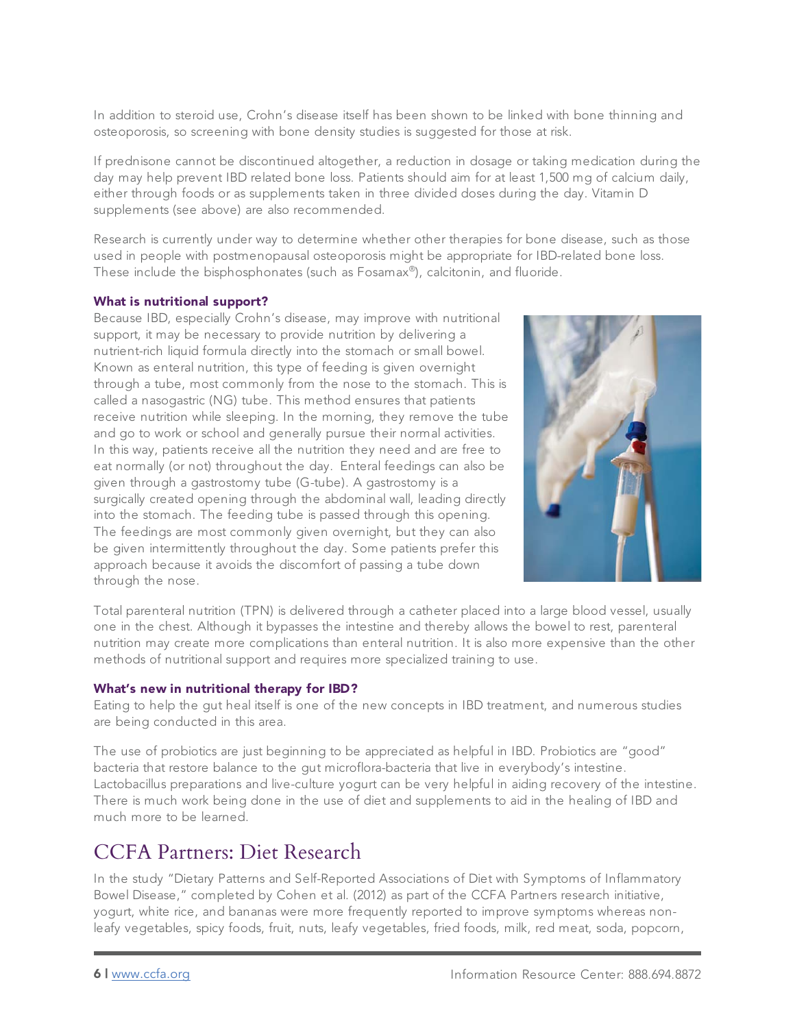In addition to steroid use, Crohn's disease itself has been shown to be linked with bone thinning and osteoporosis, so screening with bone density studies is suggested for those at risk.

If prednisone cannot be discontinued altogether, a reduction in dosage or taking medication during the day may help prevent IBD related bone loss. Patients should aim for at least 1,500 mg of calcium daily, either through foods or as supplements taken in three divided doses during the day. Vitamin D supplements (see above) are also recommended.

Research is currently under way to determine whether other therapies for bone disease, such as those used in people with postmenopausal osteoporosis might be appropriate for IBD-related bone loss. These include the bisphosphonates (such as Fosamax®), calcitonin, and fluoride.

**What is nutritional support?**

Because IBD, especially Crohn's disease, may improve with nutritional support, it may be necessary to provide nutrition by delivering a nutrient-rich liquid formula directly into the stomach or small bowel. Known as enteral nutrition, this type of feeding is given overnight through a tube, most commonly from the nose to the stomach. This is called a nasogastric (NG) tube. This method ensures that patients receive nutrition while sleeping. In the morning, they remove the tube and go to work or school and generally pursue their normal activities. In this way, patients receive all the nutrition they need and are free to eat normally (or not) throughout the day. Enteral feedings can also be given through a gastrostomy tube (G-tube). A gastrostomy is a surgically created opening through the abdominal wall, leading directly into the stomach. The feeding tube is passed through this opening. The feedings are most commonly given overnight, but they can also be given intermittently throughout the day. Some patients prefer this approach because it avoids the discomfort of passing a tube down through the nose.

Total parenteral nutrition (TPN) is delivered through a catheter placed into a large blood vessel, usually one in the chest. Although it bypasses the intestine and thereby allows the bowel to rest, parenteral nutrition may create more complications than enteral nutrition. It is also more expensive than the other methods of nutritional support and requires more specialized training to use.

**What's new in nutritional therapy for IBD?**

Eating to help the gut heal itself is one of the new concepts in IBD treatment, and numerous studies are being conducted in this area.

The use of probiotics are just beginning to be appreciated as helpful in IBD. Probiotics are "good" bacteria that restore balance to the gut microflora-bacteria that live in everybody's intestine. Lactobacillus preparations and live-culture yogurt can be very helpful in aiding recovery of the intestine. There is much work being done in the use of diet and supplements to aid in the healing of IBD and much more to be learned.

## CCFA Partners: Diet Research

In the study "Dietary Patterns and Self-Reported Associations of Diet with Symptoms of Inflammatory Bowel Disease," completed by Cohen et al. (2012) as part of the CCFA Partners research initiative, yogurt, white rice, and bananas were more frequently reported to improve symptoms whereas non-leafy vegetables, spicy foods, fruit, nuts, leafy vegetables, fried foods, milk, red meat, soda, popcorn,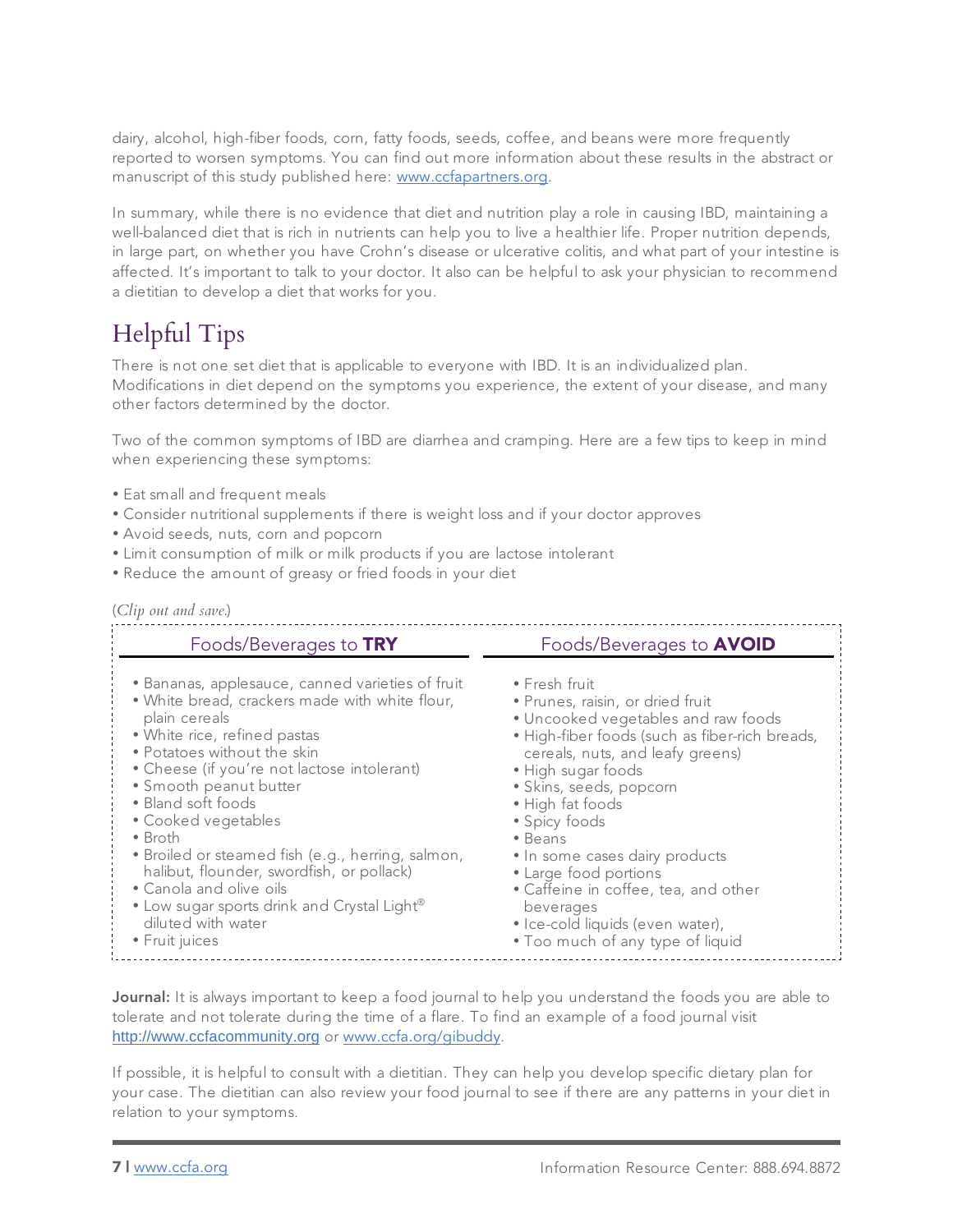dairy, alcohol, high-fiber foods, corn, fatty foods, seeds, coffee, and beans were more frequently reported to worsen symptoms. You can find out more information about these results in the abstract or manuscript of this study published here: [www.ccfapartners.org](http://www.ccfapartners.org).

In summary, while there is no evidence that diet and nutrition play a role in causing IBD, maintaining a well-balanced diet that is rich in nutrients can help you to live a healthier life. Proper nutrition depends, in large part, on whether you have Crohn's disease or ulcerative colitis, and what part of your intestine is affected. It's important to talk to your doctor. It also can be helpful to ask your physician to recommend a dietitian to develop a diet that works for you.

## Helpful Tips

There is not one set diet that is applicable to everyone with IBD. It is an individualized plan. Modifications in diet depend on the symptoms you experience, the extent of your disease, and many other factors determined by the doctor.

Two of the common symptoms of IBD are diarrhea and cramping. Here are a few tips to keep in mind when experiencing these symptoms:

- Eat small and frequent meals
- Consider nutritional supplements if there is weight loss and if your doctor approves
- Avoid seeds, nuts, corn and popcorn
- Limit consumption of milk or milk products if you are lactose intolerant
- Reduce the amount of greasy or fried foods in your diet

(*Clip out and save.*)

| Foods/Beverages to **TRY** | Foods/Beverages to **AVOID** |
|---|---|
| • Bananas, applesauce, canned varieties of fruit | • Fresh fruit |
| • White bread, crackers made with white flour, plain cereals | • Prunes, raisin, or dried fruit |
| • White rice, refined pastas | • Uncooked vegetables and raw foods |
| • Potatoes without the skin | • High-fiber foods (such as fiber-rich breads, cereals, nuts, and leafy greens) |
| • Cheese (if you're not lactose intolerant) | • High sugar foods |
| • Smooth peanut butter | • Skins, seeds, popcorn |
| • Bland soft foods | • High fat foods |
| • Cooked vegetables | • Spicy foods |
| • Broth | • Beans |
| • Broiled or steamed fish (e.g., herring, salmon, halibut, flounder, swordfish, or pollack) | • In some cases dairy products |
| • Canola and olive oils | • Large food portions |
| • Low sugar sports drink and Crystal Light® diluted with water | • Caffeine in coffee, tea, and other beverages |
| • Fruit juices | • Ice-cold liquids (even water), |
| | • Too much of any type of liquid |

**Journal:** It is always important to keep a food journal to help you understand the foods you are able to tolerate and not tolerate during the time of a flare. To find an example of a food journal visit [http://www.ccfacommunity.org](http://www.ccfacommunity.org) or [www.ccfa.org/gibuddy](http://www.ccfa.org/gibuddy).

If possible, it is helpful to consult with a dietitian. They can help you develop specific dietary plan for your case. The dietitian can also review your food journal to see if there are any patterns in your diet in relation to your symptoms.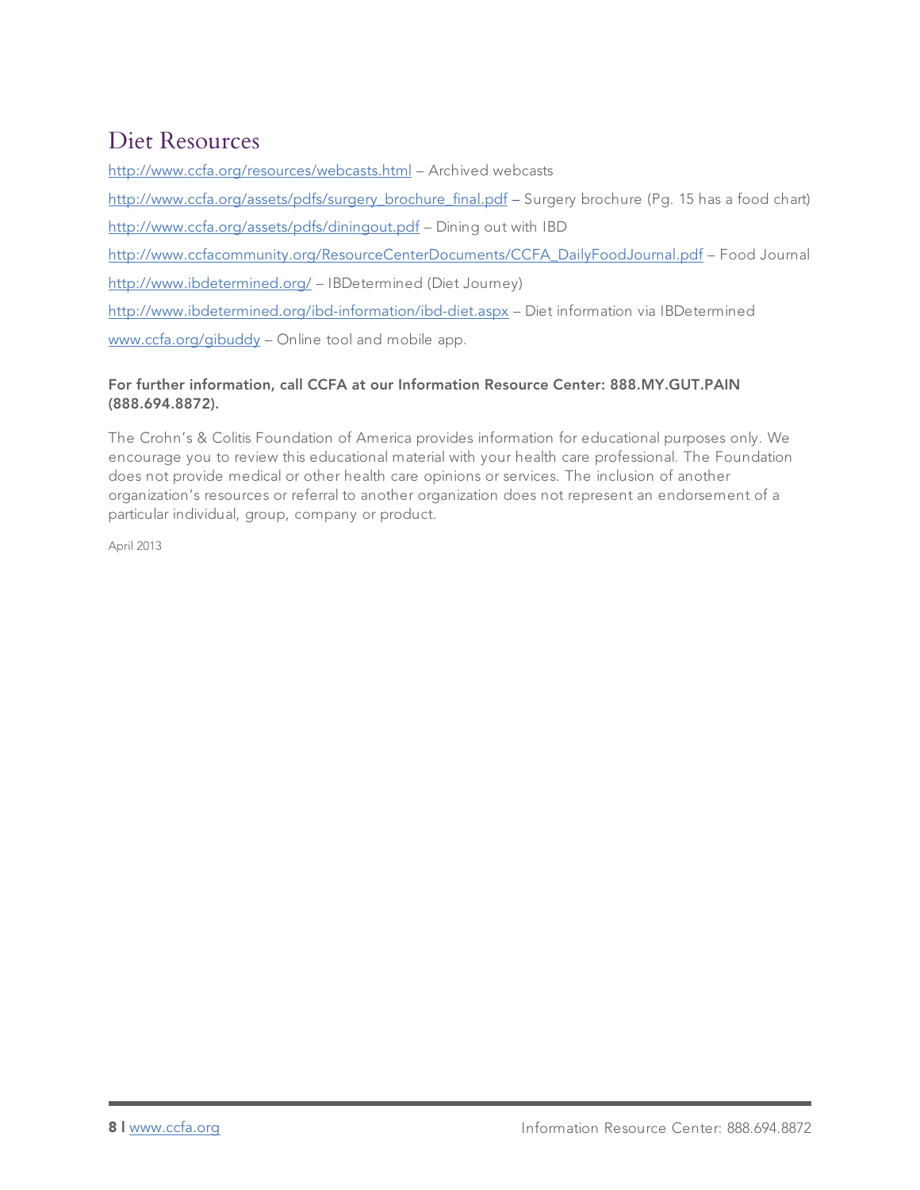## Diet Resources

http://www.ccfa.org/resources/webcasts.html – Archived webcasts

http://www.ccfa.org/assets/pdfs/surgery_brochure_final.pdf – Surgery brochure (Pg. 15 has a food chart)

http://www.ccfa.org/assets/pdfs/diningout.pdf – Dining out with IBD

http://www.ccfacommunity.org/ResourceCenterDocuments/CCFA_DailyFoodJournal.pdf – Food Journal

http://www.ibdetermined.org/ – IBDetermined (Diet Journey)

http://www.ibdetermined.org/ibd-information/ibd-diet.aspx – Diet information via IBDetermined

www.ccfa.org/gibuddy – Online tool and mobile app.

**For further information, call CCFA at our Information Resource Center: 888.MY.GUT.PAIN (888.694.8872).**

The Crohn's & Colitis Foundation of America provides information for educational purposes only. We encourage you to review this educational material with your health care professional. The Foundation does not provide medical or other health care opinions or services. The inclusion of another organization's resources or referral to another organization does not represent an endorsement of a particular individual, group, company or product.

April 2013